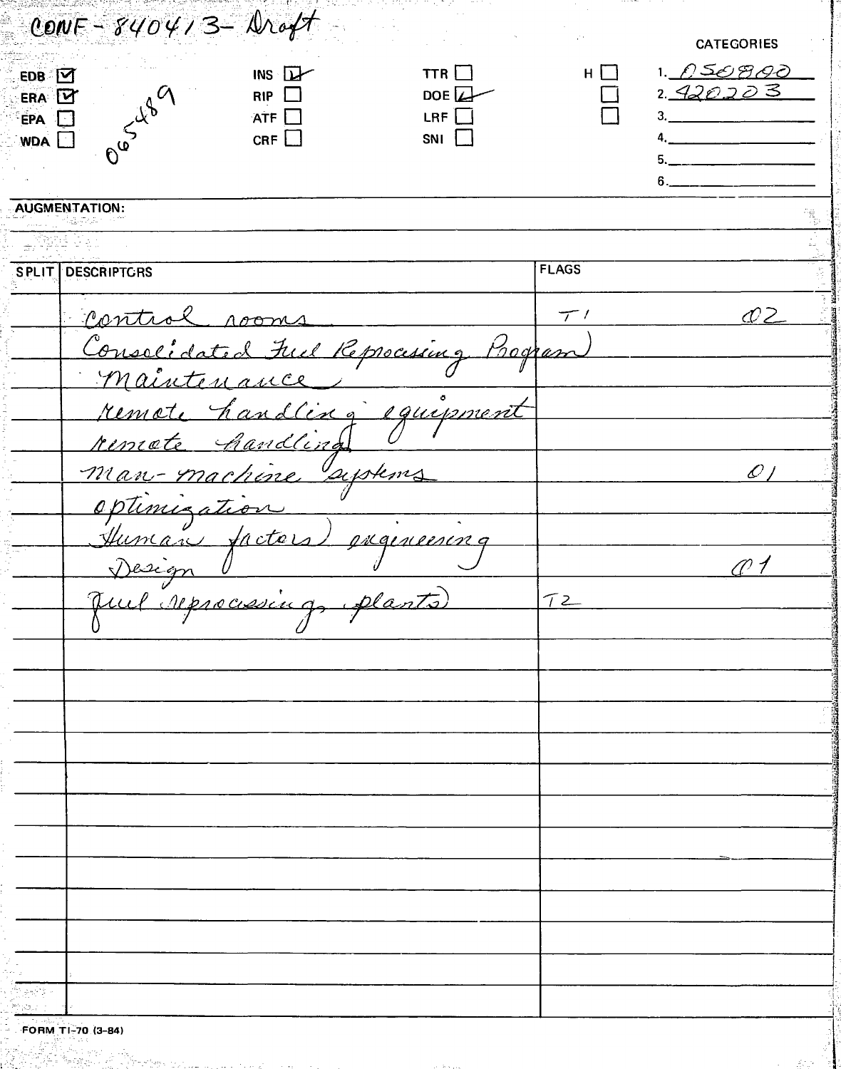CONF-840413- Draft

| | | | | CATEGORIES |
|---|---|---|---|---|
| EDB ☑ | INS ☑ | TTR ☐ | H ☐ | 1. 050800 |
| ERA ☑ | RIP ☐ | DOE ☑ | ☐ | 2. 420203 |
| EPA ☐ | ATF ☐ | LRF ☐ | ☐ | 3. |
| WDA ☐ | CRF ☐ | SNI ☐ | | 4. |
| | | | | 5. |
| | | | | 6. |

065489

**AUGMENTATION:**

| SPLIT | DESCRIPTORS | FLAGS | |
|---|---|---|---|
| | control rooms | T1 | 02 |
| | Consolidated Fuel Reprocessing Program | | |
| | Maintenance | | |
| | remote handling equipment | | |
| | remote handling | | |
| | man-machine systems | | 01 |
| | optimization | | |
| | Human factors engineering | | |
| | Design | | 01 |
| | fuel reprocessing plants | T2 | |

FORM TI-70 (3-84)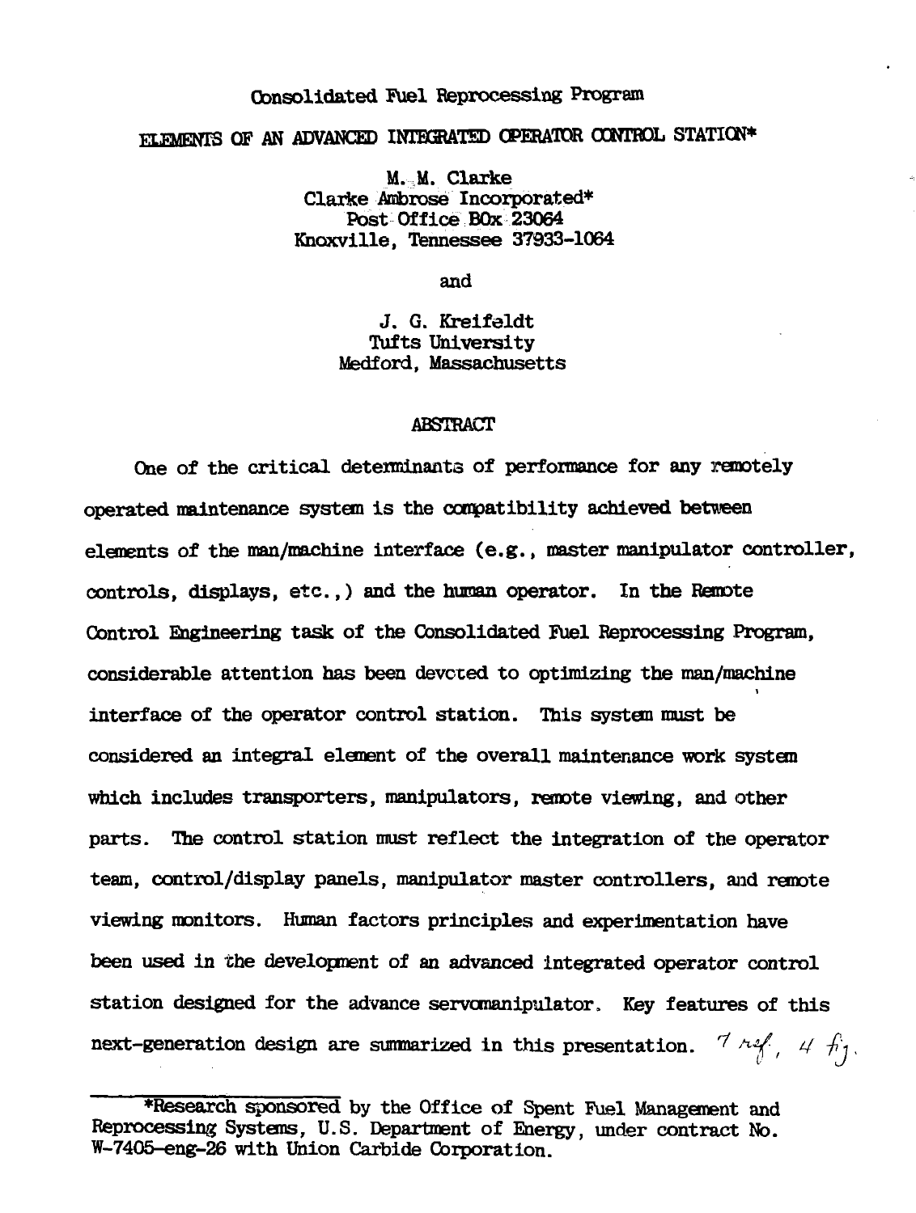Consolidated Fuel Reprocessing Program

# ELEMENTS OF AN ADVANCED INTEGRATED OPERATOR CONTROL STATION*

M. M. Clarke
Clarke Ambrose Incorporated*
Post Office BOx 23064
Knoxville, Tennessee 37933-1064

and

J. G. Kreifeldt
Tufts University
Medford, Massachusetts

## ABSTRACT

One of the critical determinants of performance for any remotely operated maintenance system is the compatibility achieved between elements of the man/machine interface (e.g., master manipulator controller, controls, displays, etc.,) and the human operator. In the Remote Control Engineering task of the Consolidated Fuel Reprocessing Program, considerable attention has been devcted to optimizing the man/machine interface of the operator control station. This system must be considered an integral element of the overall maintenance work system which includes transporters, manipulators, remote viewing, and other parts. The control station must reflect the integration of the operator team, control/display panels, manipulator master controllers, and remote viewing monitors. Human factors principles and experimentation have been used in the development of an advanced integrated operator control station designed for the advance servomanipulator. Key features of this next-generation design are summarized in this presentation. 7 ref, 4 fig.

---

*Research sponsored by the Office of Spent Fuel Management and Reprocessing Systems, U.S. Department of Energy, under contract No. W-7405-eng-26 with Union Carbide Corporation.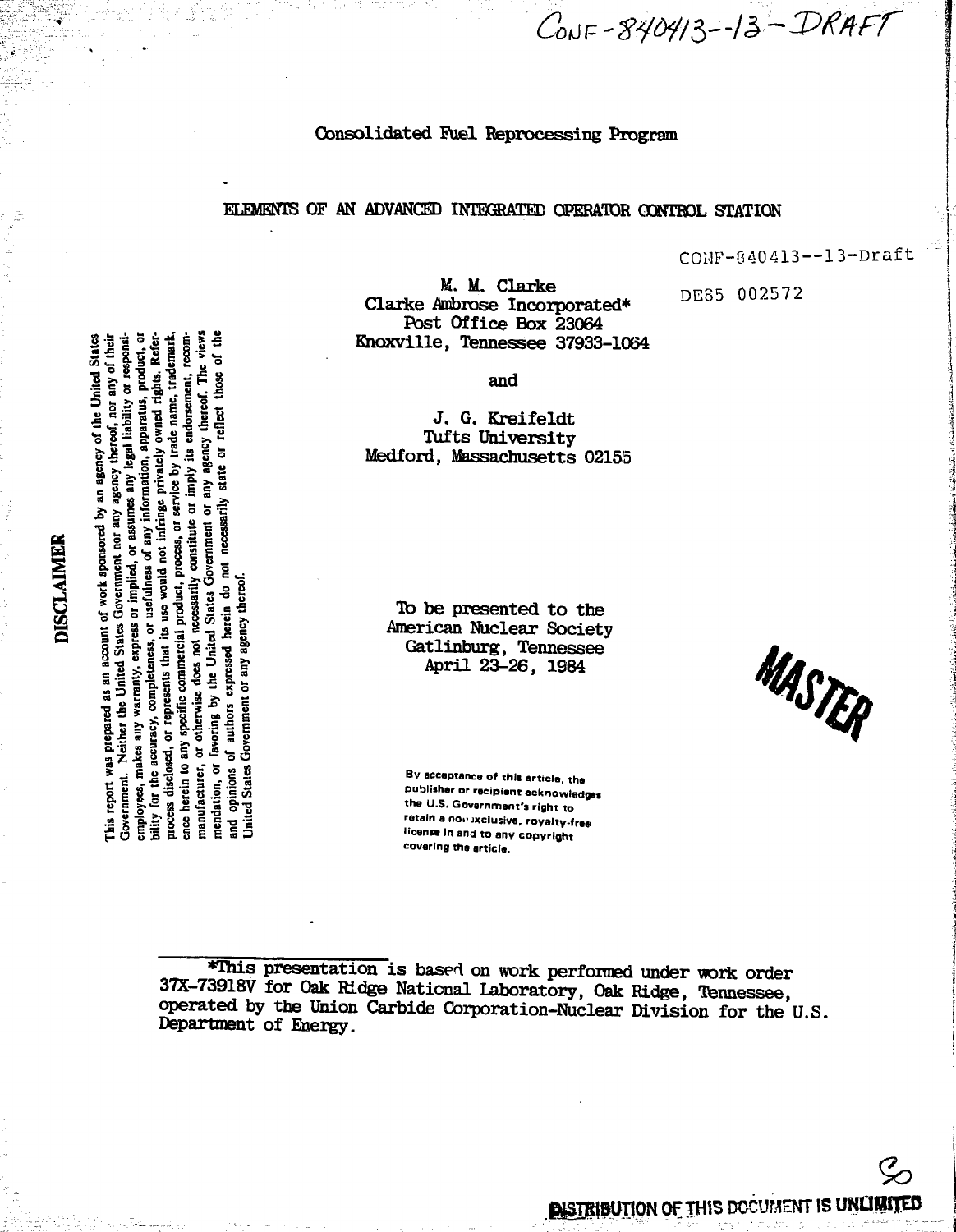CONF-840413--13-DRAFT

Consolidated Fuel Reprocessing Program

## ELEMENTS OF AN ADVANCED INTEGRATED OPERATOR CONTROL STATION

CONF-840413--13-Draft

DE85 002572

M. M. Clarke
Clarke Ambrose Incorporated*
Post Office Box 23064
Knoxville, Tennessee 37933-1064

and

J. G. Kreifeldt
Tufts University
Medford, Massachusetts 02155

**DISCLAIMER**

This report was prepared as an account of work sponsored by an agency of the United States Government. Neither the United States Government nor any agency thereof, nor any of their employees, makes any warranty, express or implied, or assumes any legal liability or responsibility for the accuracy, completeness, or usefulness of any information, apparatus, product, or process disclosed, or represents that its use would not infringe privately owned rights. Reference herein to any specific commercial product, process, or service by trade name, trademark, manufacturer, or otherwise does not necessarily constitute or imply its endorsement, recommendation, or favoring by the United States Government or any agency thereof. The views and opinions of authors expressed herein do not necessarily state or reflect those of the United States Government or any agency thereof.

To be presented to the
American Nuclear Society
Gatlinburg, Tennessee
April 23-26, 1984

MASTER

By acceptance of this article, the publisher or recipient acknowledges the U.S. Government's right to retain a nonexclusive, royalty-free license in and to any copyright covering the article.

*This presentation is based on work performed under work order 37X-73918V for Oak Ridge National Laboratory, Oak Ridge, Tennessee, operated by the Union Carbide Corporation-Nuclear Division for the U.S. Department of Energy.

DISTRIBUTION OF THIS DOCUMENT IS UNLIMITED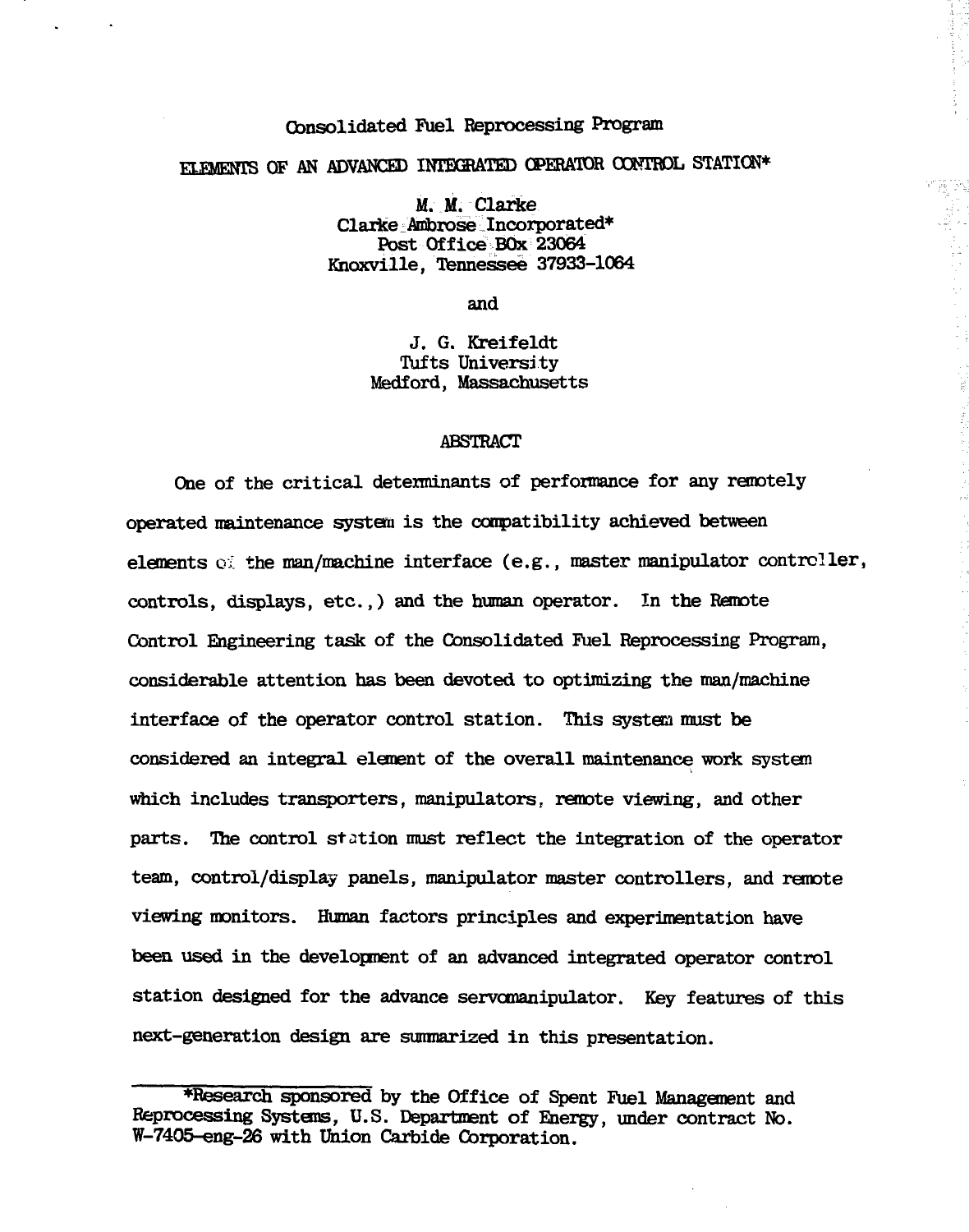Consolidated Fuel Reprocessing Program

# ELEMENTS OF AN ADVANCED INTEGRATED OPERATOR CONTROL STATION*

M. M. Clarke
Clarke Ambrose Incorporated*
Post Office BOx 23064
Knoxville, Tennessee 37933-1064

and

J. G. Kreifeldt
Tufts University
Medford, Massachusetts

## ABSTRACT

One of the critical determinants of performance for any remotely operated maintenance system is the compatibility achieved between elements of the man/machine interface (e.g., master manipulator controller, controls, displays, etc.,) and the human operator. In the Remote Control Engineering task of the Consolidated Fuel Reprocessing Program, considerable attention has been devoted to optimizing the man/machine interface of the operator control station. This system must be considered an integral element of the overall maintenance work system which includes transporters, manipulators, remote viewing, and other parts. The control station must reflect the integration of the operator team, control/display panels, manipulator master controllers, and remote viewing monitors. Human factors principles and experimentation have been used in the development of an advanced integrated operator control station designed for the advance servomanipulator. Key features of this next-generation design are summarized in this presentation.

*Research sponsored by the Office of Spent Fuel Management and Reprocessing Systems, U.S. Department of Energy, under contract No. W-7405-eng-26 with Union Carbide Corporation.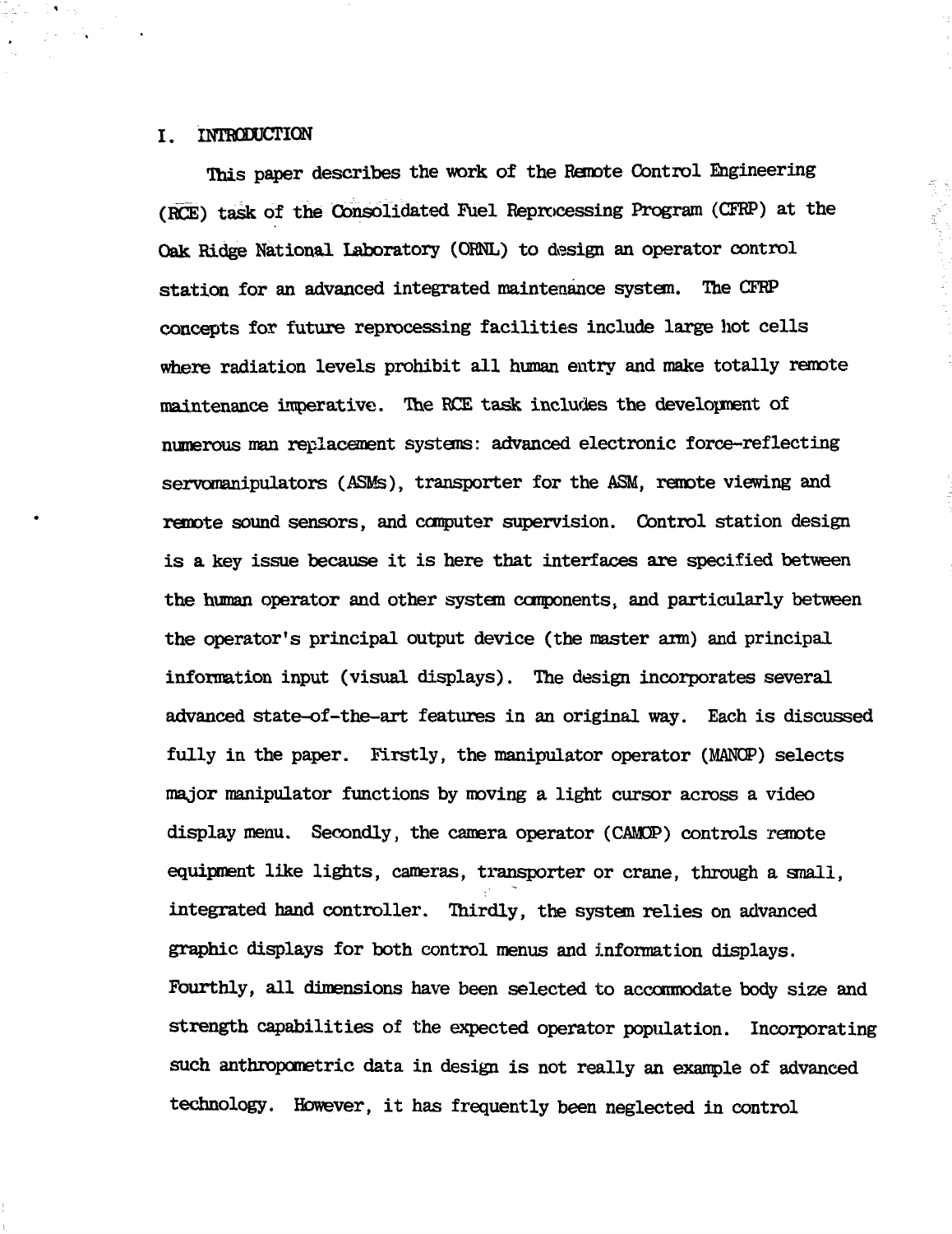# I. INTRODUCTION

This paper describes the work of the Remote Control Engineering (RCE) task of the Consolidated Fuel Reprocessing Program (CFRP) at the Oak Ridge National Laboratory (ORNL) to design an operator control station for an advanced integrated maintenance system. The CFRP concepts for future reprocessing facilities include large hot cells where radiation levels prohibit all human entry and make totally remote maintenance imperative. The RCE task includes the development of numerous man replacement systems: advanced electronic force-reflecting servomanipulators (ASMs), transporter for the ASM, remote viewing and remote sound sensors, and computer supervision. Control station design is a key issue because it is here that interfaces are specified between the human operator and other system components, and particularly between the operator's principal output device (the master arm) and principal information input (visual displays). The design incorporates several advanced state-of-the-art features in an original way. Each is discussed fully in the paper. Firstly, the manipulator operator (MANOP) selects major manipulator functions by moving a light cursor across a video display menu. Secondly, the camera operator (CAMOP) controls remote equipment like lights, cameras, transporter or crane, through a small, integrated hand controller. Thirdly, the system relies on advanced graphic displays for both control menus and information displays. Fourthly, all dimensions have been selected to accommodate body size and strength capabilities of the expected operator population. Incorporating such anthropometric data in design is not really an example of advanced technology. However, it has frequently been neglected in control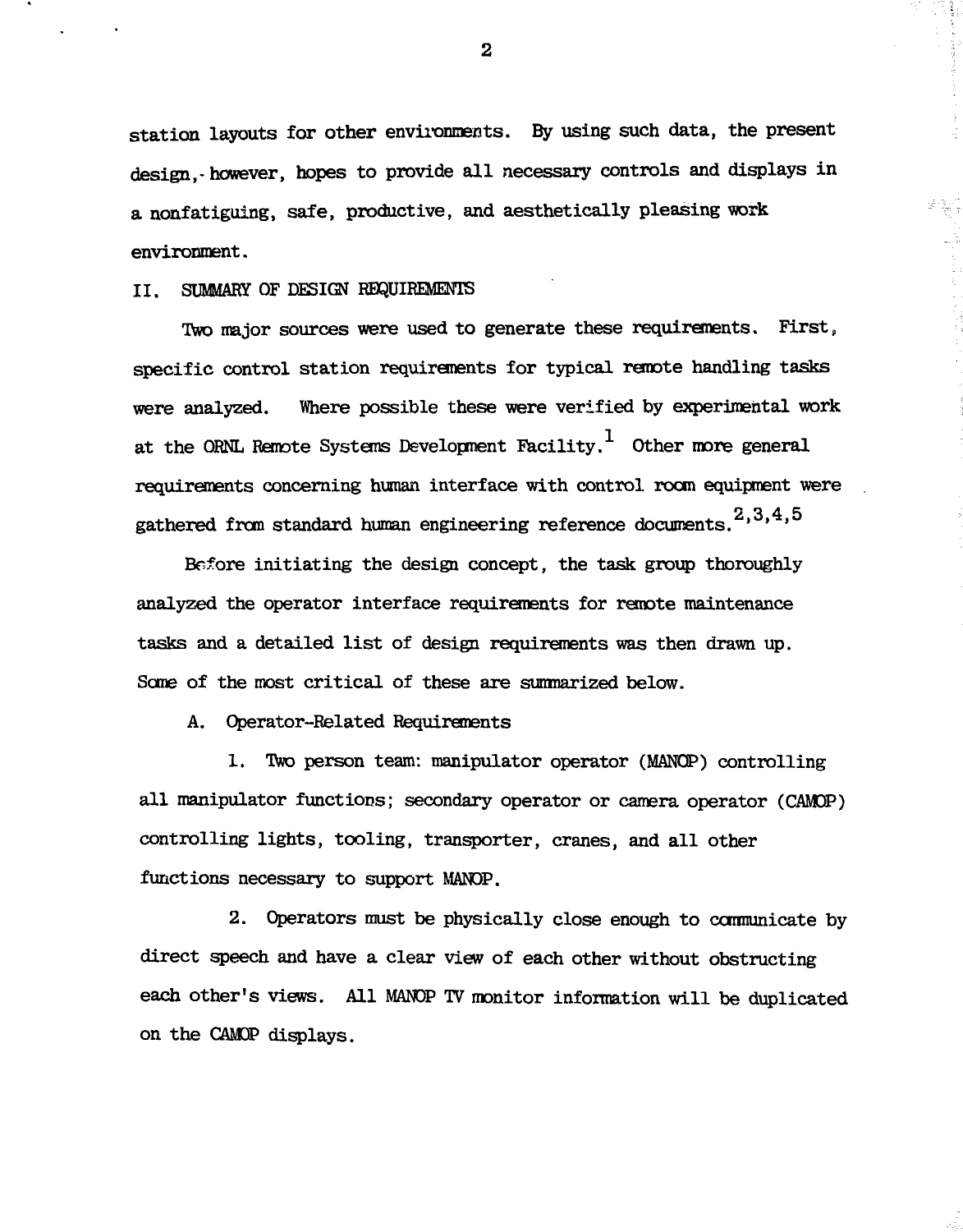station layouts for other environments. By using such data, the present design, however, hopes to provide all necessary controls and displays in a nonfatiguing, safe, productive, and aesthetically pleasing work environment.

## II. SUMMARY OF DESIGN REQUIREMENTS

Two major sources were used to generate these requirements. First, specific control station requirements for typical remote handling tasks were analyzed. Where possible these were verified by experimental work at the ORNL Remote Systems Development Facility.[1] Other more general requirements concerning human interface with control room equipment were gathered from standard human engineering reference documents.[2,3,4,5]

Before initiating the design concept, the task group thoroughly analyzed the operator interface requirements for remote maintenance tasks and a detailed list of design requirements was then drawn up. Some of the most critical of these are summarized below.

### A. Operator-Related Requirements

1. Two person team: manipulator operator (MANOP) controlling all manipulator functions; secondary operator or camera operator (CAMOP) controlling lights, tooling, transporter, cranes, and all other functions necessary to support MANOP.

2. Operators must be physically close enough to communicate by direct speech and have a clear view of each other without obstructing each other's views. All MANOP TV monitor information will be duplicated on the CAMOP displays.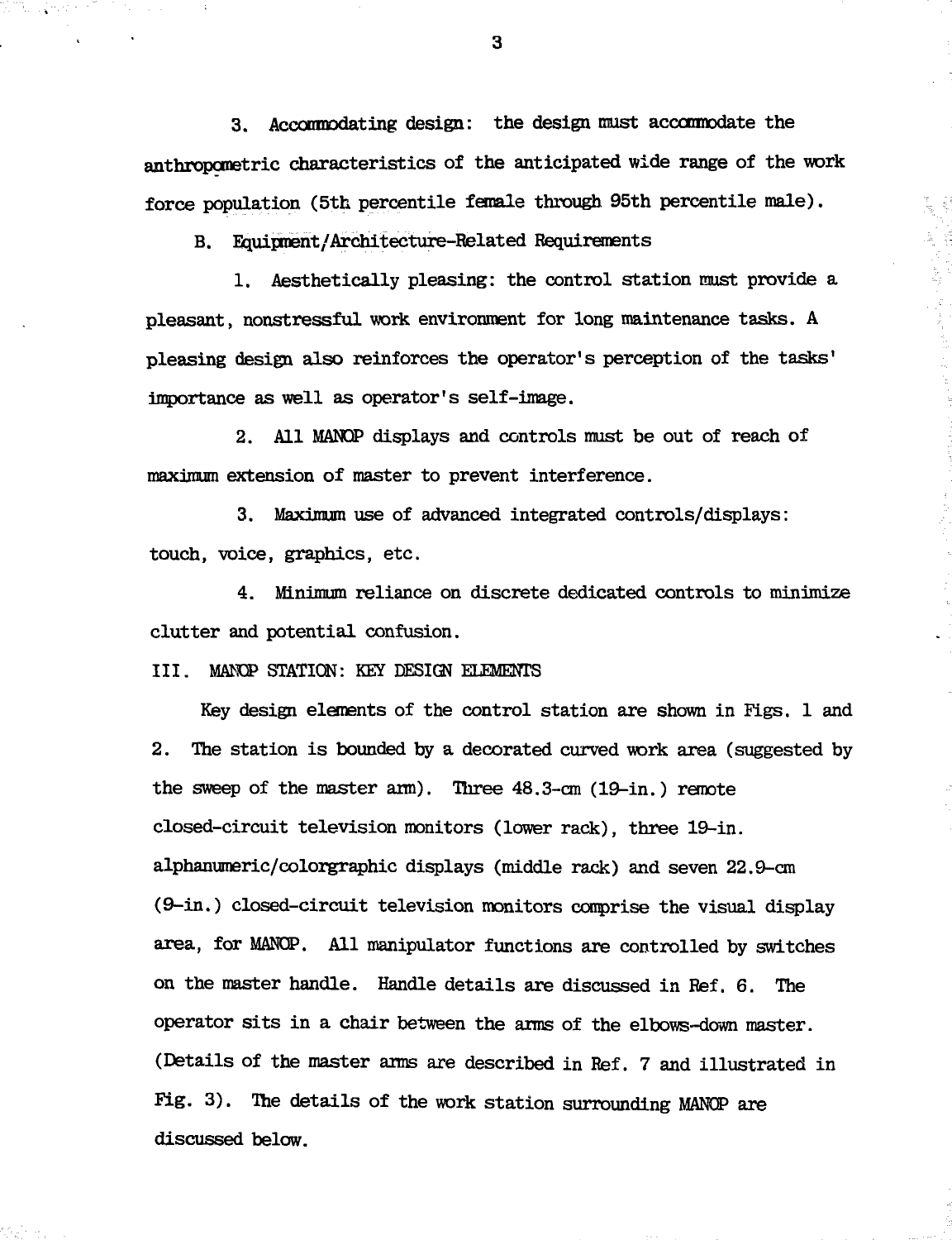3. Accommodating design: the design must accommodate the anthropometric characteristics of the anticipated wide range of the work force population (5th percentile female through 95th percentile male).

B. Equipment/Architecture-Related Requirements

1. Aesthetically pleasing: the control station must provide a pleasant, nonstressful work environment for long maintenance tasks. A pleasing design also reinforces the operator's perception of the tasks' importance as well as operator's self-image.

2. All MANOP displays and controls must be out of reach of maximum extension of master to prevent interference.

3. Maximum use of advanced integrated controls/displays: touch, voice, graphics, etc.

4. Minimum reliance on discrete dedicated controls to minimize clutter and potential confusion.

## III. MANOP STATION: KEY DESIGN ELEMENTS

Key design elements of the control station are shown in Figs. 1 and 2. The station is bounded by a decorated curved work area (suggested by the sweep of the master arm). Three 48.3-cm (19-in.) remote closed-circuit television monitors (lower rack), three 19-in. alphanumeric/colorgraphic displays (middle rack) and seven 22.9-cm (9-in.) closed-circuit television monitors comprise the visual display area, for MANOP. All manipulator functions are controlled by switches on the master handle. Handle details are discussed in Ref. 6. The operator sits in a chair between the arms of the elbows-down master. (Details of the master arms are described in Ref. 7 and illustrated in Fig. 3). The details of the work station surrounding MANOP are discussed below.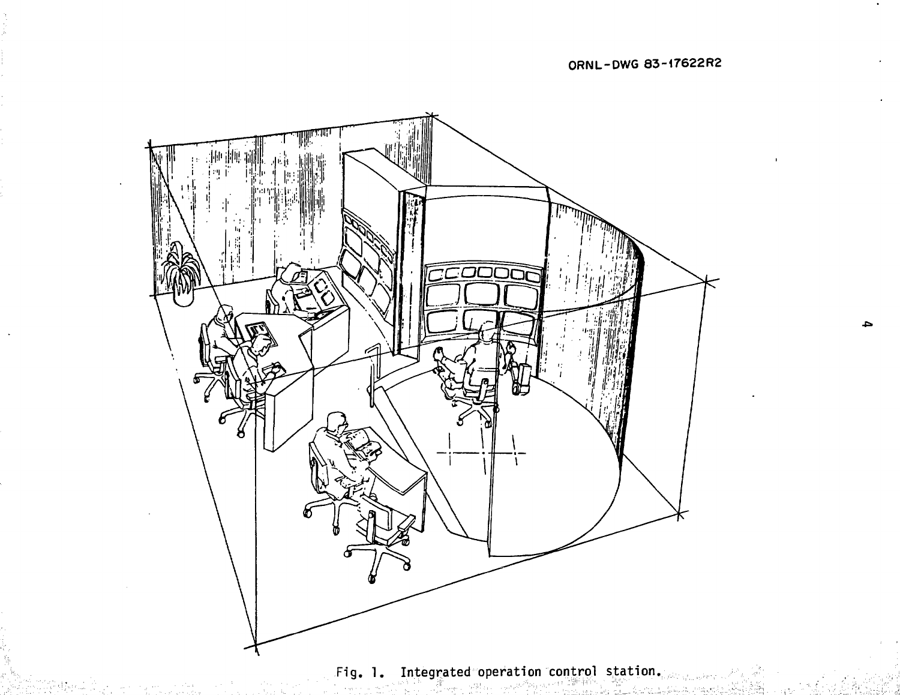ORNL-DWG 83-17622R2

Fig. 1. Integrated operation control station.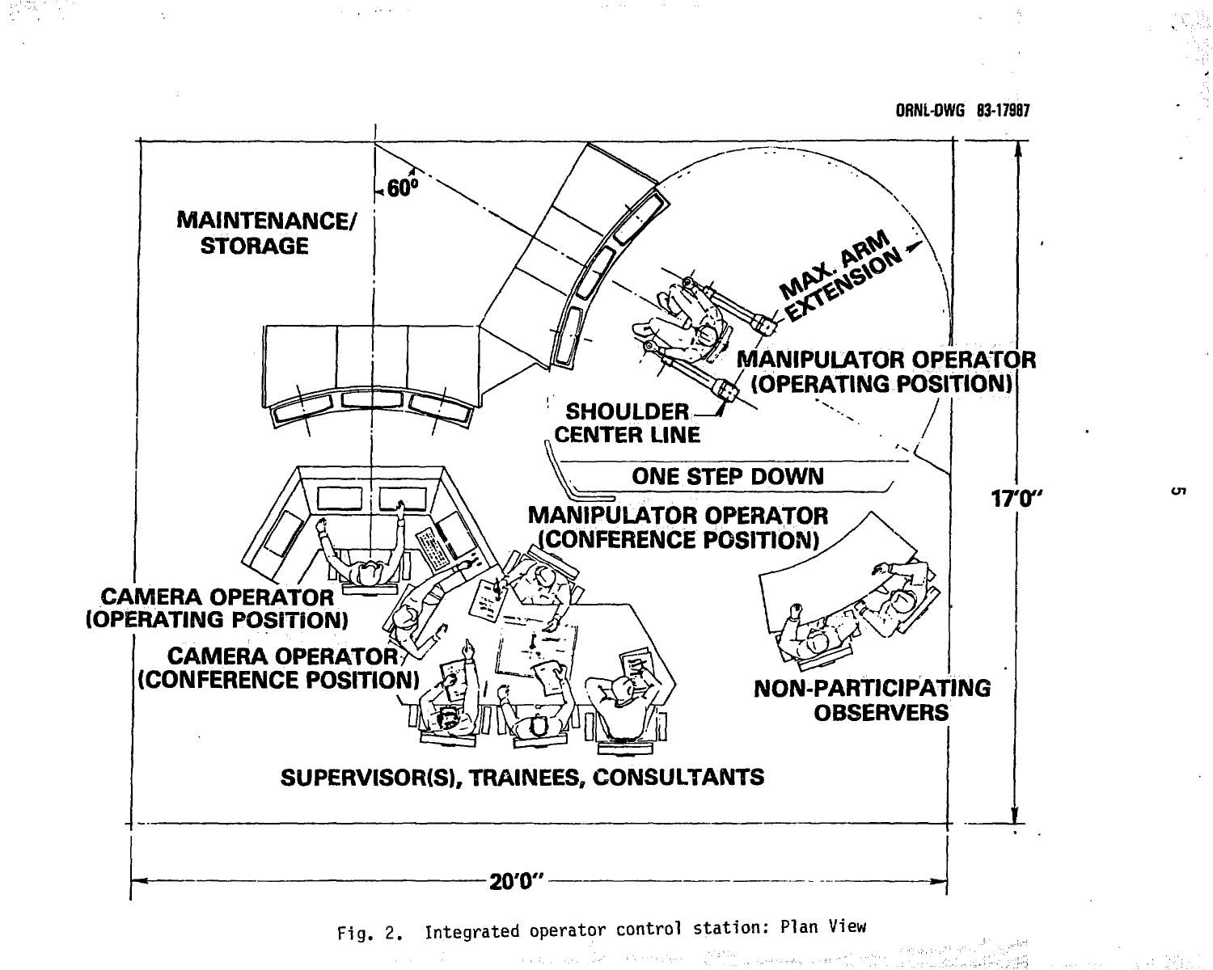Fig. 2. Integrated operator control station: Plan View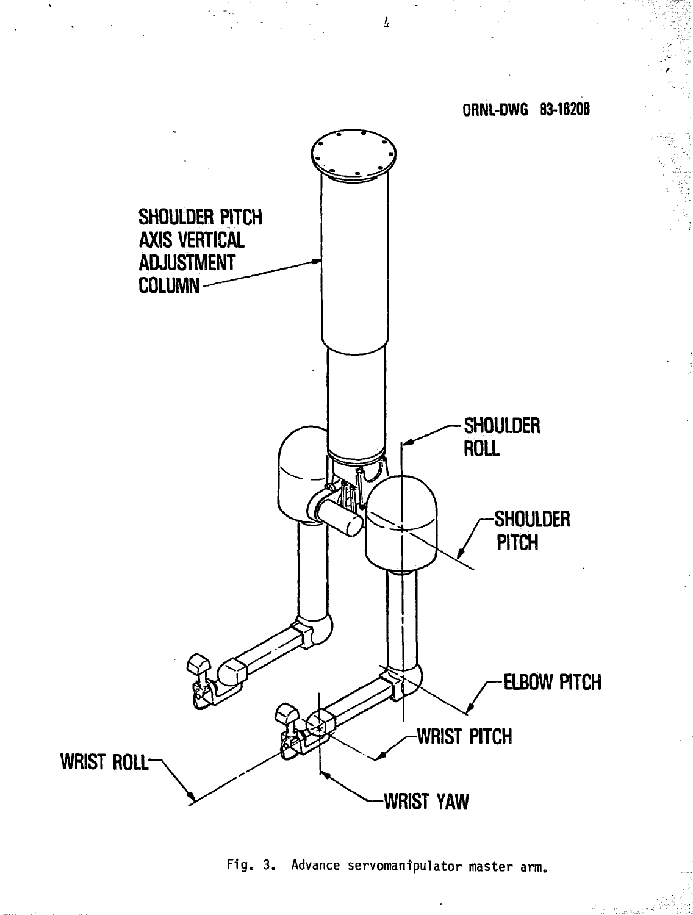ORNL-DWG 83-18208

Fig. 3. Advance servomanipulator master arm.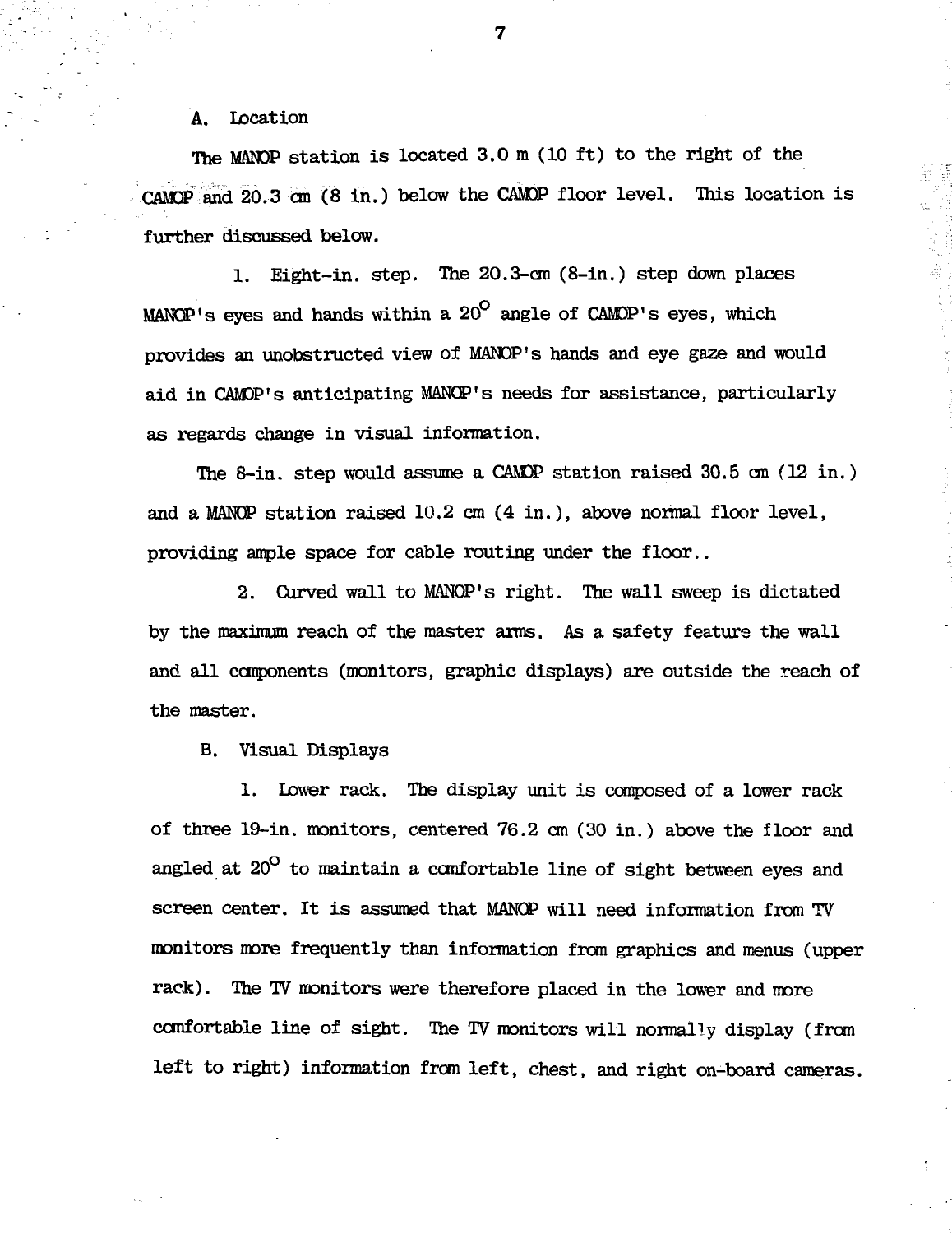## A. Location

The MANOP station is located 3.0 m (10 ft) to the right of the CAMOP and 20.3 cm (8 in.) below the CAMOP floor level. This location is further discussed below.

1. Eight-in. step. The 20.3-cm (8-in.) step down places MANOP's eyes and hands within a $20^{\circ}$ angle of CAMOP's eyes, which provides an unobstructed view of MANOP's hands and eye gaze and would aid in CAMOP's anticipating MANOP's needs for assistance, particularly as regards change in visual information.

The 8-in. step would assume a CAMOP station raised 30.5 cm (12 in.) and a MANOP station raised 10.2 cm (4 in.), above normal floor level, providing ample space for cable routing under the floor..

2. Curved wall to MANOP's right. The wall sweep is dictated by the maximum reach of the master arms. As a safety feature the wall and all components (monitors, graphic displays) are outside the reach of the master.

## B. Visual Displays

1. Lower rack. The display unit is composed of a lower rack of three 19-in. monitors, centered 76.2 cm (30 in.) above the floor and angled at $20^{\circ}$ to maintain a comfortable line of sight between eyes and screen center. It is assumed that MANOP will need information from TV monitors more frequently than information from graphics and menus (upper rack). The TV monitors were therefore placed in the lower and more comfortable line of sight. The TV monitors will normally display (from left to right) information from left, chest, and right on-board cameras.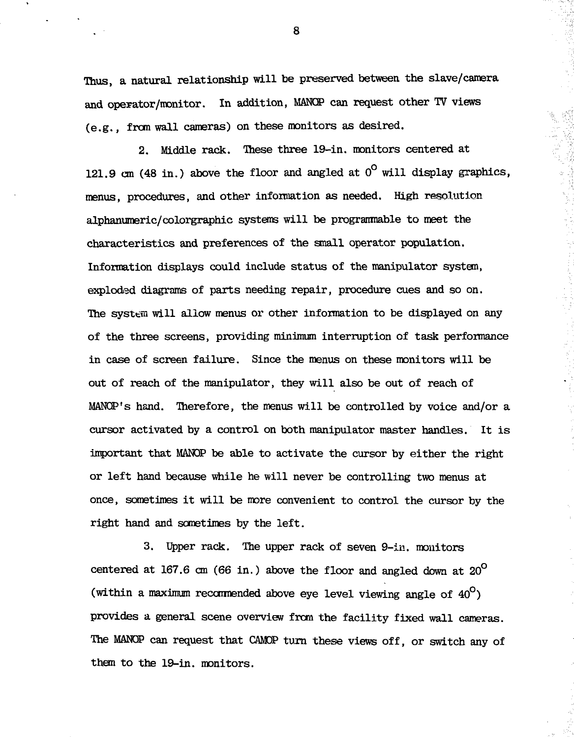Thus, a natural relationship will be preserved between the slave/camera and operator/monitor. In addition, MANOP can request other TV views (e.g., from wall cameras) on these monitors as desired.

2. Middle rack. These three 19-in. monitors centered at 121.9 cm (48 in.) above the floor and angled at $0^{o}$ will display graphics, menus, procedures, and other information as needed. High resolution alphanumeric/colorgraphic systems will be programmable to meet the characteristics and preferences of the small operator population. Information displays could include status of the manipulator system, exploded diagrams of parts needing repair, procedure cues and so on. The system will allow menus or other information to be displayed on any of the three screens, providing minimum interruption of task performance in case of screen failure. Since the menus on these monitors will be out of reach of the manipulator, they will also be out of reach of MANOP's hand. Therefore, the menus will be controlled by voice and/or a cursor activated by a control on both manipulator master handles. It is important that MANOP be able to activate the cursor by either the right or left hand because while he will never be controlling two menus at once, sometimes it will be more convenient to control the cursor by the right hand and sometimes by the left.

3. Upper rack. The upper rack of seven 9-in. monitors centered at 167.6 cm (66 in.) above the floor and angled down at $20^{o}$ (within a maximum recommended above eye level viewing angle of $40^{o}$) provides a general scene overview from the facility fixed wall cameras. The MANOP can request that CAMOP turn these views off, or switch any of them to the 19-in. monitors.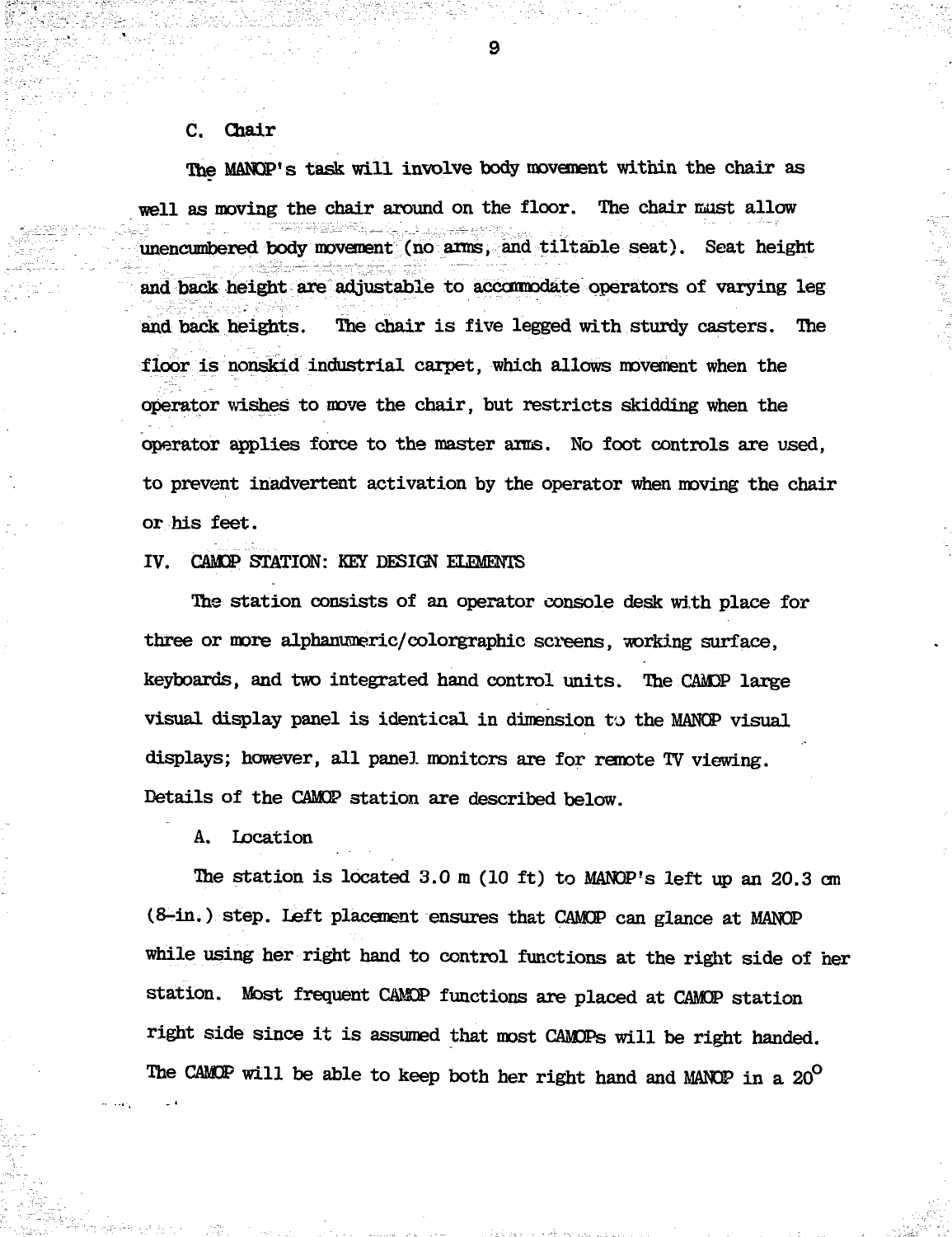### C. Chair

The MANOP's task will involve body movement within the chair as well as moving the chair around on the floor. The chair must allow unencumbered body movement (no arms, and tiltable seat). Seat height and back height are adjustable to accommodate operators of varying leg and back heights. The chair is five legged with sturdy casters. The floor is nonskid industrial carpet, which allows movement when the operator wishes to move the chair, but restricts skidding when the operator applies force to the master arms. No foot controls are used, to prevent inadvertent activation by the operator when moving the chair or his feet.

## IV. CAMOP STATION: KEY DESIGN ELEMENTS

The station consists of an operator console desk with place for three or more alphanumeric/colorgraphic screens, working surface, keyboards, and two integrated hand control units. The CAMOP large visual display panel is identical in dimension to the MANOP visual displays; however, all panel monitors are for remote TV viewing. Details of the CAMOP station are described below.

### A. Location

The station is located 3.0 m (10 ft) to MANOP's left up an 20.3 cm (8-in.) step. Left placement ensures that CAMOP can glance at MANOP while using her right hand to control functions at the right side of her station. Most frequent CAMOP functions are placed at CAMOP station right side since it is assumed that most CAMOPs will be right handed. The CAMOP will be able to keep both her right hand and MANOP in a $20^{\circ}$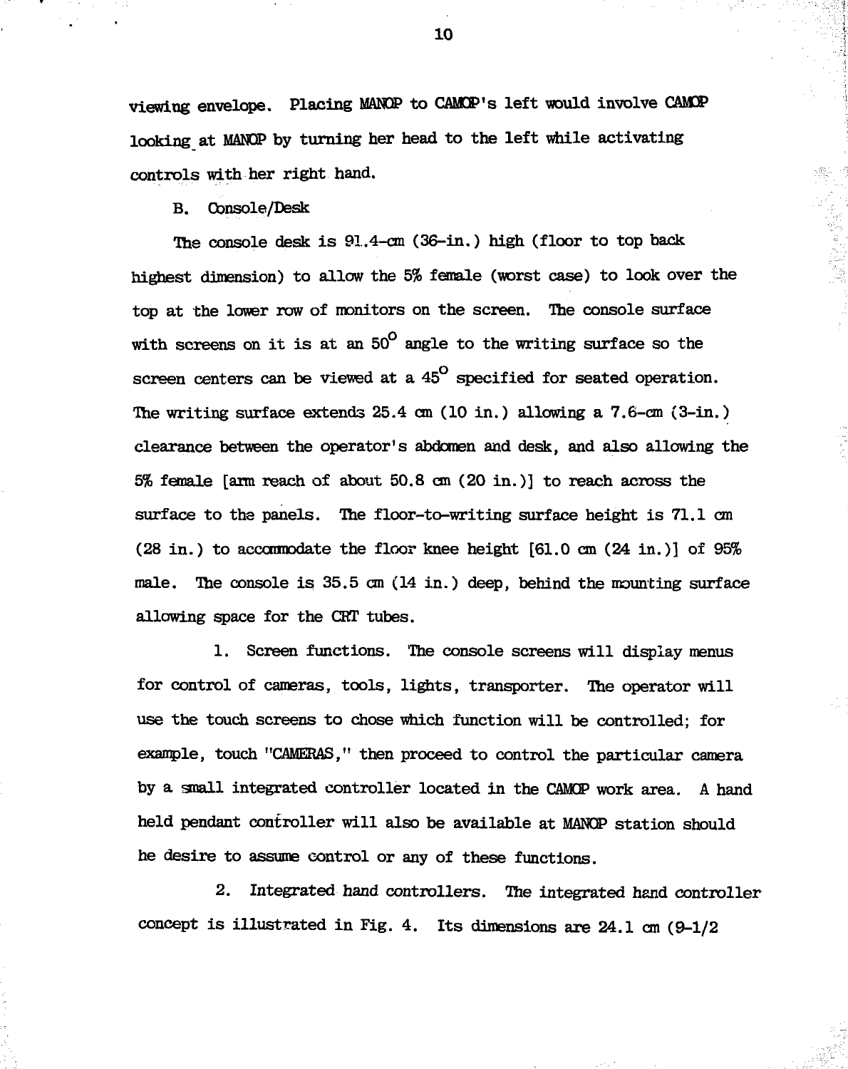viewing envelope. Placing MANOP to CAMOP's left would involve CAMOP looking at MANOP by turning her head to the left while activating controls with her right hand.

B. Console/Desk

The console desk is 91.4-cm (36-in.) high (floor to top back highest dimension) to allow the 5% female (worst case) to look over the top at the lower row of monitors on the screen. The console surface with screens on it is at an $50^{\circ}$ angle to the writing surface so the screen centers can be viewed at a $45^{\circ}$ specified for seated operation. The writing surface extends 25.4 cm (10 in.) allowing a 7.6-cm (3-in.) clearance between the operator's abdomen and desk, and also allowing the 5% female [arm reach of about 50.8 cm (20 in.)] to reach across the surface to the panels. The floor-to-writing surface height is 71.1 cm (28 in.) to accommodate the floor knee height [61.0 cm (24 in.)] of 95% male. The console is 35.5 cm (14 in.) deep, behind the mounting surface allowing space for the CRT tubes.

1. Screen functions. The console screens will display menus for control of cameras, tools, lights, transporter. The operator will use the touch screens to chose which function will be controlled; for example, touch "CAMERAS," then proceed to control the particular camera by a small integrated controller located in the CAMOP work area. A hand held pendant controller will also be available at MANOP station should he desire to assume control or any of these functions.

2. Integrated hand controllers. The integrated hand controller concept is illustrated in Fig. 4. Its dimensions are 24.1 cm (9-1/2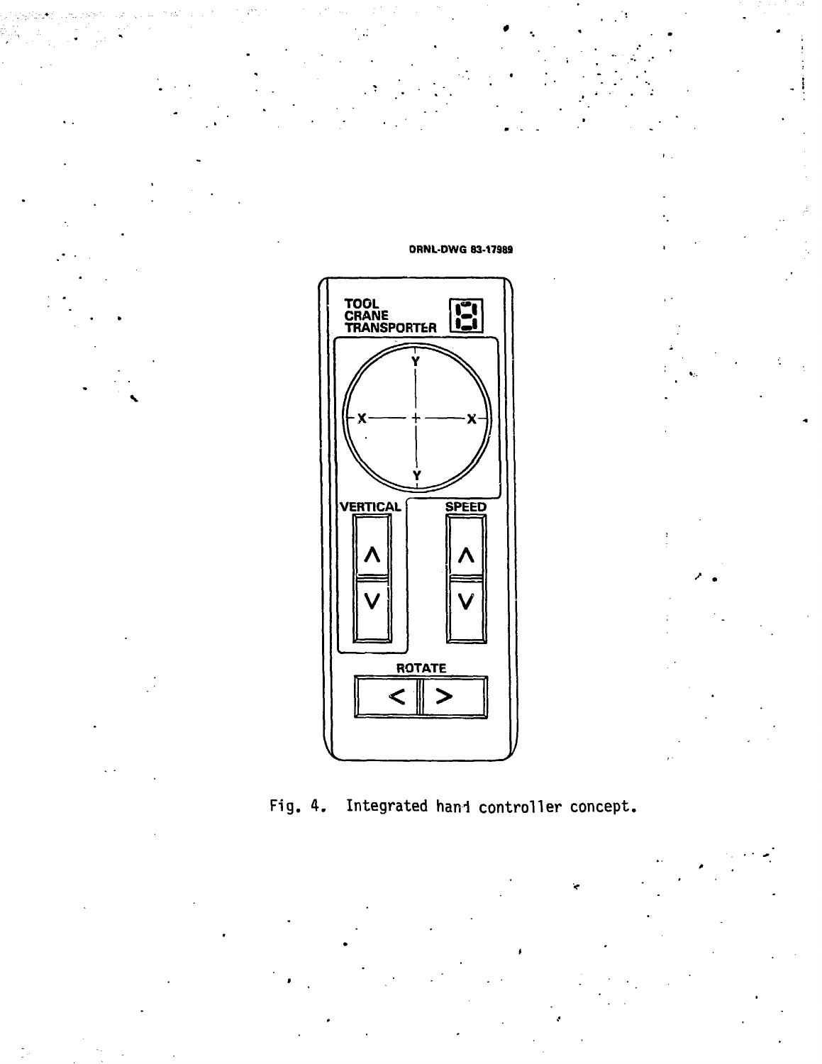ORNL-DWG 83-17989

TOOL
CRANE
TRANSPORTER

Y

X X

Y

VERTICAL

SPEED

ROTATE

Fig. 4. Integrated hand controller concept.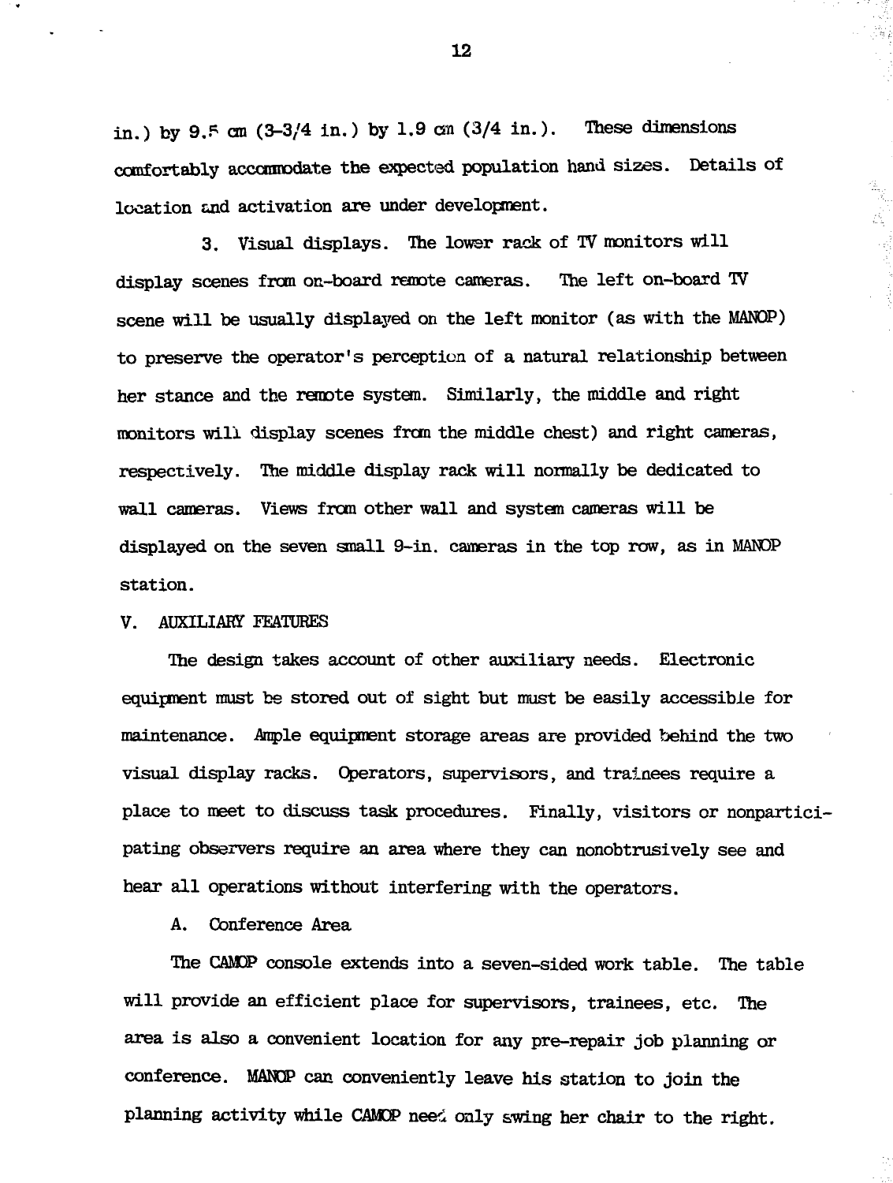in.) by 9.5 cm (3-3/4 in.) by 1.9 cm (3/4 in.). These dimensions comfortably accommodate the expected population hand sizes. Details of location and activation are under development.

3. Visual displays. The lower rack of TV monitors will display scenes from on-board remote cameras. The left on-board TV scene will be usually displayed on the left monitor (as with the MANOP) to preserve the operator's perception of a natural relationship between her stance and the remote system. Similarly, the middle and right monitors will display scenes from the middle chest) and right cameras, respectively. The middle display rack will normally be dedicated to wall cameras. Views from other wall and system cameras will be displayed on the seven small 9-in. cameras in the top row, as in MANOP station.

## V. AUXILIARY FEATURES

The design takes account of other auxiliary needs. Electronic equipment must be stored out of sight but must be easily accessible for maintenance. Ample equipment storage areas are provided behind the two visual display racks. Operators, supervisors, and trainees require a place to meet to discuss task procedures. Finally, visitors or nonparticipating observers require an area where they can nonobtrusively see and hear all operations without interfering with the operators.

### A. Conference Area

The CAMOP console extends into a seven-sided work table. The table will provide an efficient place for supervisors, trainees, etc. The area is also a convenient location for any pre-repair job planning or conference. MANOP can conveniently leave his station to join the planning activity while CAMOP need only swing her chair to the right.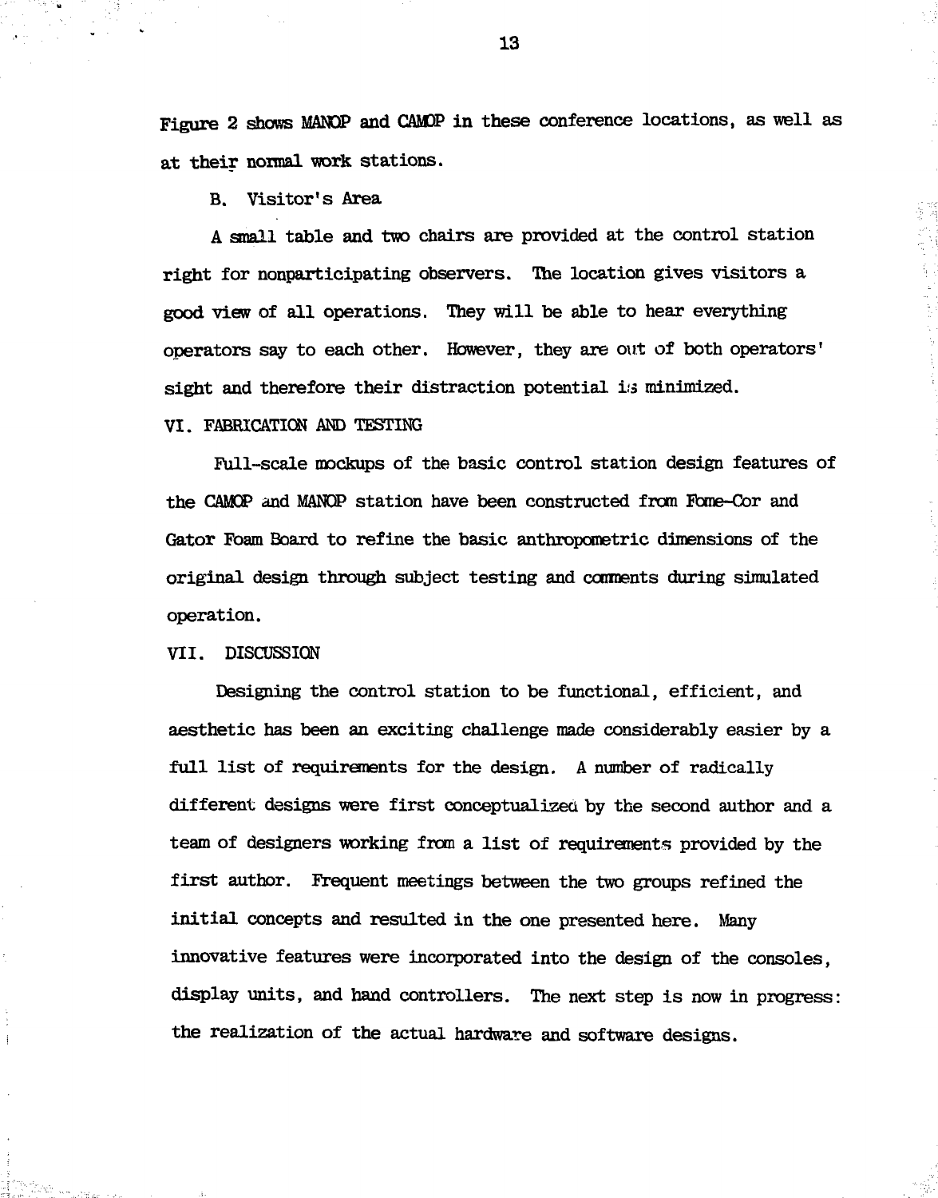Figure 2 shows MANOP and CAMOP in these conference locations, as well as at their normal work stations.

B. Visitor's Area

A small table and two chairs are provided at the control station right for nonparticipating observers. The location gives visitors a good view of all operations. They will be able to hear everything operators say to each other. However, they are out of both operators' sight and therefore their distraction potential is minimized.

## VI. FABRICATION AND TESTING

Full-scale mockups of the basic control station design features of the CAMOP and MANOP station have been constructed from Fome-Cor and Gator Foam Board to refine the basic anthropometric dimensions of the original design through subject testing and comments during simulated operation.

## VII. DISCUSSION

Designing the control station to be functional, efficient, and aesthetic has been an exciting challenge made considerably easier by a full list of requirements for the design. A number of radically different designs were first conceptualized by the second author and a team of designers working from a list of requirements provided by the first author. Frequent meetings between the two groups refined the initial concepts and resulted in the one presented here. Many innovative features were incorporated into the design of the consoles, display units, and hand controllers. The next step is now in progress: the realization of the actual hardware and software designs.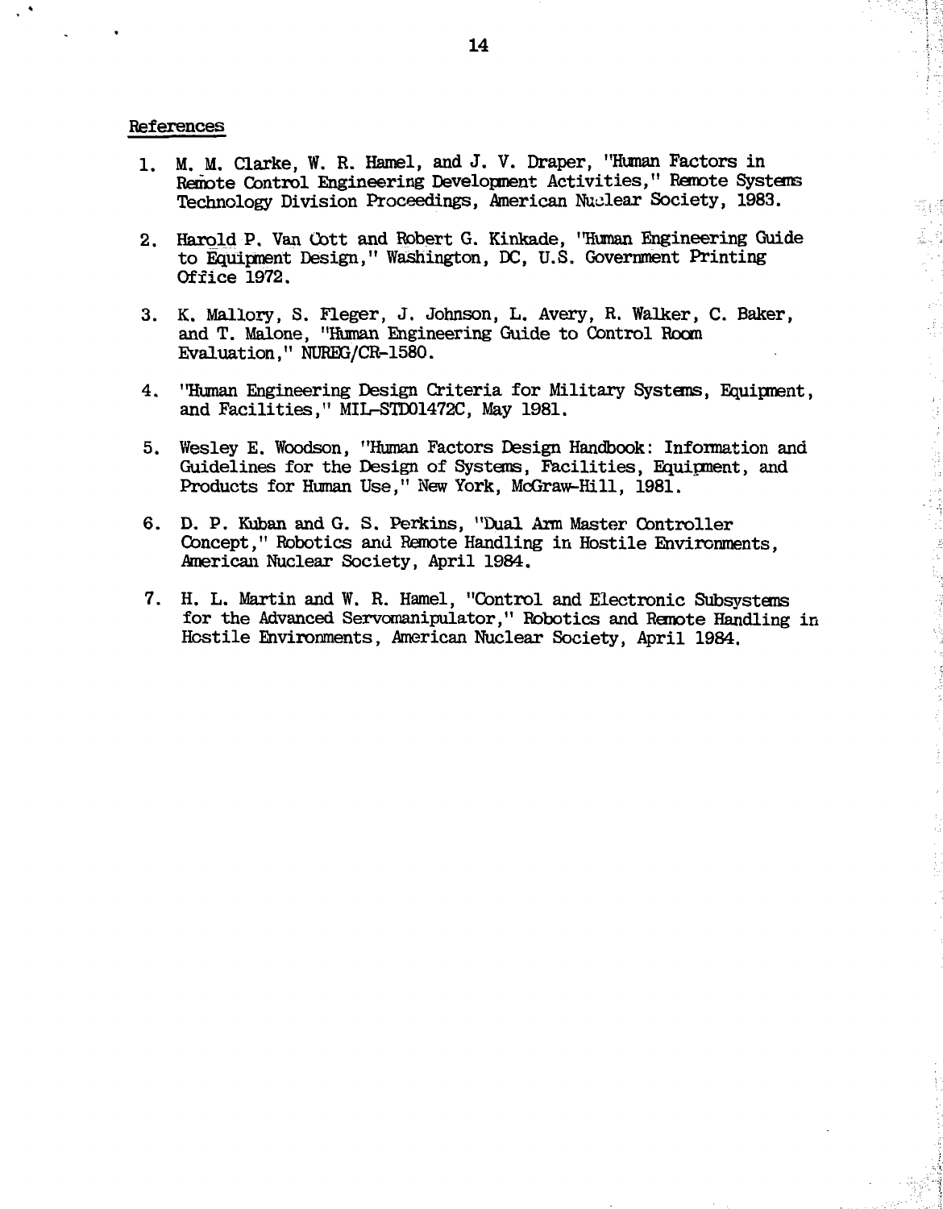## References

1. M. M. Clarke, W. R. Hamel, and J. V. Draper, "Human Factors in Remote Control Engineering Development Activities," Remote Systems Technology Division Proceedings, American Nuclear Society, 1983.

2. Harold P. Van Cott and Robert G. Kinkade, "Human Engineering Guide to Equipment Design," Washington, DC, U.S. Government Printing Office 1972.

3. K. Mallory, S. Fleger, J. Johnson, L. Avery, R. Walker, C. Baker, and T. Malone, "Human Engineering Guide to Control Room Evaluation," NUREG/CR-1580.

4. "Human Engineering Design Criteria for Military Systems, Equipment, and Facilities," MIL-STD01472C, May 1981.

5. Wesley E. Woodson, "Human Factors Design Handbook: Information and Guidelines for the Design of Systems, Facilities, Equipment, and Products for Human Use," New York, McGraw-Hill, 1981.

6. D. P. Kuban and G. S. Perkins, "Dual Arm Master Controller Concept," Robotics and Remote Handling in Hostile Environments, American Nuclear Society, April 1984.

7. H. L. Martin and W. R. Hamel, "Control and Electronic Subsystems for the Advanced Servomanipulator," Robotics and Remote Handling in Hostile Environments, American Nuclear Society, April 1984.